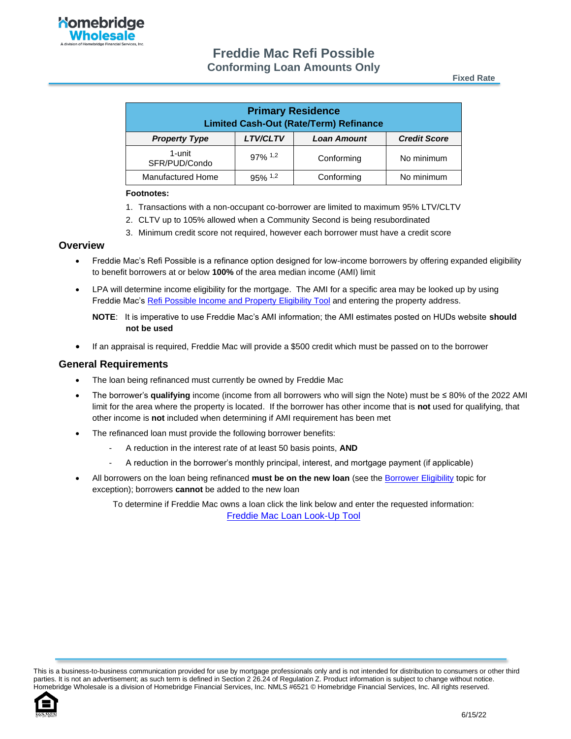# Freddie Mac Refi Possible

## Conforming Loan Amounts Only

Fixed Rate

| Primary Residence Limited Cash-Out (Rate/Term) Refinance | | | |
|---|---|---|---|
| ***Property Type*** | ***LTV/CLTV*** | ***Loan Amount*** | ***Credit Score*** |
| 1-unit SFR/PUD/Condo | 97% [1,2] | Conforming | No minimum |
| Manufactured Home | 95% [1,2] | Conforming | No minimum |

**Footnotes:**

1. Transactions with a non-occupant co-borrower are limited to maximum 95% LTV/CLTV
2. CLTV up to 105% allowed when a Community Second is being resubordinated
3. Minimum credit score not required, however each borrower must have a credit score

## Overview

- Freddie Mac's Refi Possible is a refinance option designed for low-income borrowers by offering expanded eligibility to benefit borrowers at or below **100%** of the area median income (AMI) limit
- LPA will determine income eligibility for the mortgage. The AMI for a specific area may be looked up by using Freddie Mac's Refi Possible Income and Property Eligibility Tool and entering the property address.

  **NOTE**: It is imperative to use Freddie Mac's AMI information; the AMI estimates posted on HUDs website **should not be used**

- If an appraisal is required, Freddie Mac will provide a $500 credit which must be passed on to the borrower

## General Requirements

- The loan being refinanced must currently be owned by Freddie Mac
- The borrower's **qualifying** income (income from all borrowers who will sign the Note) must be ≤ 80% of the 2022 AMI limit for the area where the property is located. If the borrower has other income that is **not** used for qualifying, that other income is **not** included when determining if AMI requirement has been met
- The refinanced loan must provide the following borrower benefits:
  - A reduction in the interest rate of at least 50 basis points, **AND**
  - A reduction in the borrower's monthly principal, interest, and mortgage payment (if applicable)
- All borrowers on the loan being refinanced **must be on the new loan** (see the Borrower Eligibility topic for exception); borrowers **cannot** be added to the new loan

  To determine if Freddie Mac owns a loan click the link below and enter the requested information:
  Freddie Mac Loan Look-Up Tool

This is a business-to-business communication provided for use by mortgage professionals only and is not intended for distribution to consumers or other third parties. It is not an advertisement; as such term is defined in Section 2 26.24 of Regulation Z. Product information is subject to change without notice. Homebridge Wholesale is a division of Homebridge Financial Services, Inc. NMLS #6521 © Homebridge Financial Services, Inc. All rights reserved.

6/15/22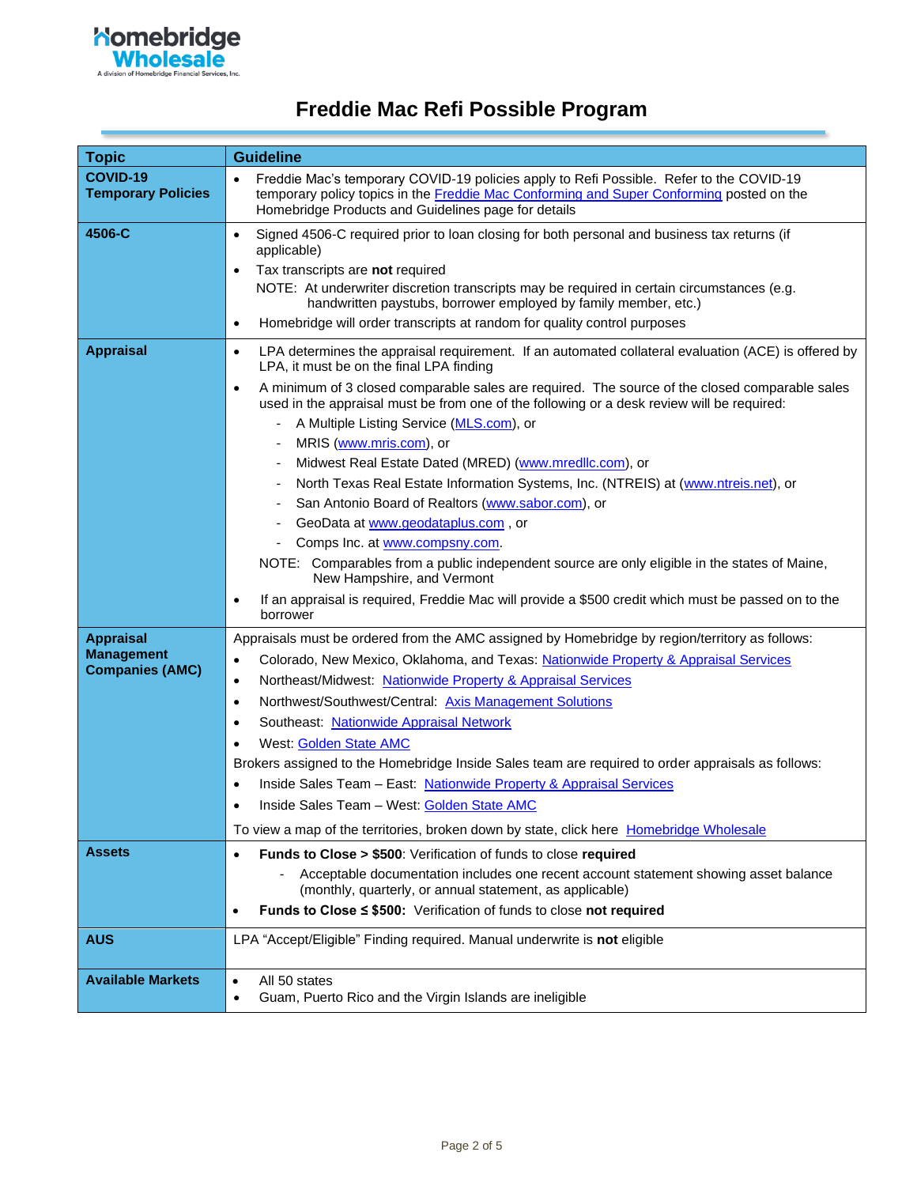# Freddie Mac Refi Possible Program

| Topic | Guideline |
|---|---|
| **COVID-19 Temporary Policies** | • Freddie Mac's temporary COVID-19 policies apply to Refi Possible. Refer to the COVID-19 temporary policy topics in the Freddie Mac Conforming and Super Conforming posted on the Homebridge Products and Guidelines page for details |
| **4506-C** | • Signed 4506-C required prior to loan closing for both personal and business tax returns (if applicable)<br>• Tax transcripts are **not** required<br>NOTE: At underwriter discretion transcripts may be required in certain circumstances (e.g. handwritten paystubs, borrower employed by family member, etc.)<br>• Homebridge will order transcripts at random for quality control purposes |
| **Appraisal** | • LPA determines the appraisal requirement. If an automated collateral evaluation (ACE) is offered by LPA, it must be on the final LPA finding<br>• A minimum of 3 closed comparable sales are required. The source of the closed comparable sales used in the appraisal must be from one of the following or a desk review will be required:<br>- A Multiple Listing Service (MLS.com), or<br>- MRIS (www.mris.com), or<br>- Midwest Real Estate Dated (MRED) (www.mredllc.com), or<br>- North Texas Real Estate Information Systems, Inc. (NTREIS) at (www.ntreis.net), or<br>- San Antonio Board of Realtors (www.sabor.com), or<br>- GeoData at www.geodataplus.com , or<br>- Comps Inc. at www.compsny.com.<br>NOTE: Comparables from a public independent source are only eligible in the states of Maine, New Hampshire, and Vermont<br>• If an appraisal is required, Freddie Mac will provide a $500 credit which must be passed on to the borrower |
| **Appraisal Management Companies (AMC)** | Appraisals must be ordered from the AMC assigned by Homebridge by region/territory as follows:<br>• Colorado, New Mexico, Oklahoma, and Texas: Nationwide Property & Appraisal Services<br>• Northeast/Midwest: Nationwide Property & Appraisal Services<br>• Northwest/Southwest/Central: Axis Management Solutions<br>• Southeast: Nationwide Appraisal Network<br>• West: Golden State AMC<br>Brokers assigned to the Homebridge Inside Sales team are required to order appraisals as follows:<br>• Inside Sales Team – East: Nationwide Property & Appraisal Services<br>• Inside Sales Team – West: Golden State AMC<br>To view a map of the territories, broken down by state, click here Homebridge Wholesale |
| **Assets** | • **Funds to Close > $500**: Verification of funds to close **required**<br>- Acceptable documentation includes one recent account statement showing asset balance (monthly, quarterly, or annual statement, as applicable)<br>• **Funds to Close ≤ $500:** Verification of funds to close **not required** |
| **AUS** | LPA "Accept/Eligible" Finding required. Manual underwrite is **not** eligible |
| **Available Markets** | • All 50 states<br>• Guam, Puerto Rico and the Virgin Islands are ineligible |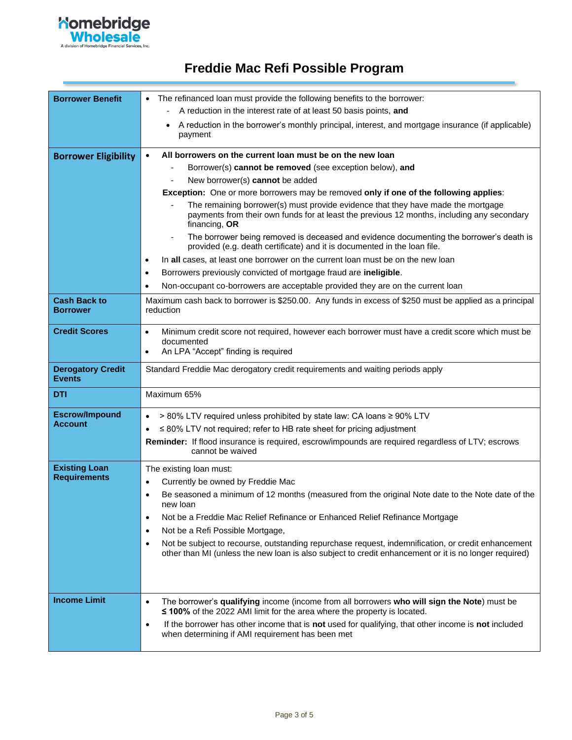# Freddie Mac Refi Possible Program

| | |
|---|---|
| **Borrower Benefit** | • The refinanced loan must provide the following benefits to the borrower:<br>- A reduction in the interest rate of at least 50 basis points, **and**<br>• A reduction in the borrower's monthly principal, interest, and mortgage insurance (if applicable) payment |
| **Borrower Eligibility** | • **All borrowers on the current loan must be on the new loan**<br>- Borrower(s) **cannot be removed** (see exception below), **and**<br>- New borrower(s) **cannot** be added<br>**Exception:** One or more borrowers may be removed **only if one of the following applies**:<br>- The remaining borrower(s) must provide evidence that they have made the mortgage payments from their own funds for at least the previous 12 months, including any secondary financing, **OR**<br>- The borrower being removed is deceased and evidence documenting the borrower's death is provided (e.g. death certificate) and it is documented in the loan file.<br>• In **all** cases, at least one borrower on the current loan must be on the new loan<br>• Borrowers previously convicted of mortgage fraud are **ineligible**.<br>• Non-occupant co-borrowers are acceptable provided they are on the current loan |
| **Cash Back to Borrower** | Maximum cash back to borrower is $250.00. Any funds in excess of $250 must be applied as a principal reduction |
| **Credit Scores** | • Minimum credit score not required, however each borrower must have a credit score which must be documented<br>• An LPA "Accept" finding is required |
| **Derogatory Credit Events** | Standard Freddie Mac derogatory credit requirements and waiting periods apply |
| **DTI** | Maximum 65% |
| **Escrow/Impound Account** | • > 80% LTV required unless prohibited by state law: CA loans ≥ 90% LTV<br>• ≤ 80% LTV not required; refer to HB rate sheet for pricing adjustment<br>**Reminder:** If flood insurance is required, escrow/impounds are required regardless of LTV; escrows cannot be waived |
| **Existing Loan Requirements** | The existing loan must:<br>• Currently be owned by Freddie Mac<br>• Be seasoned a minimum of 12 months (measured from the original Note date to the Note date of the new loan<br>• Not be a Freddie Mac Relief Refinance or Enhanced Relief Refinance Mortgage<br>• Not be a Refi Possible Mortgage,<br>• Not be subject to recourse, outstanding repurchase request, indemnification, or credit enhancement other than MI (unless the new loan is also subject to credit enhancement or it is no longer required) |
| **Income Limit** | • The borrower's **qualifying** income (income from all borrowers **who will sign the Note**) must be **≤ 100%** of the 2022 AMI limit for the area where the property is located.<br>• If the borrower has other income that is **not** used for qualifying, that other income is **not** included when determining if AMI requirement has been met |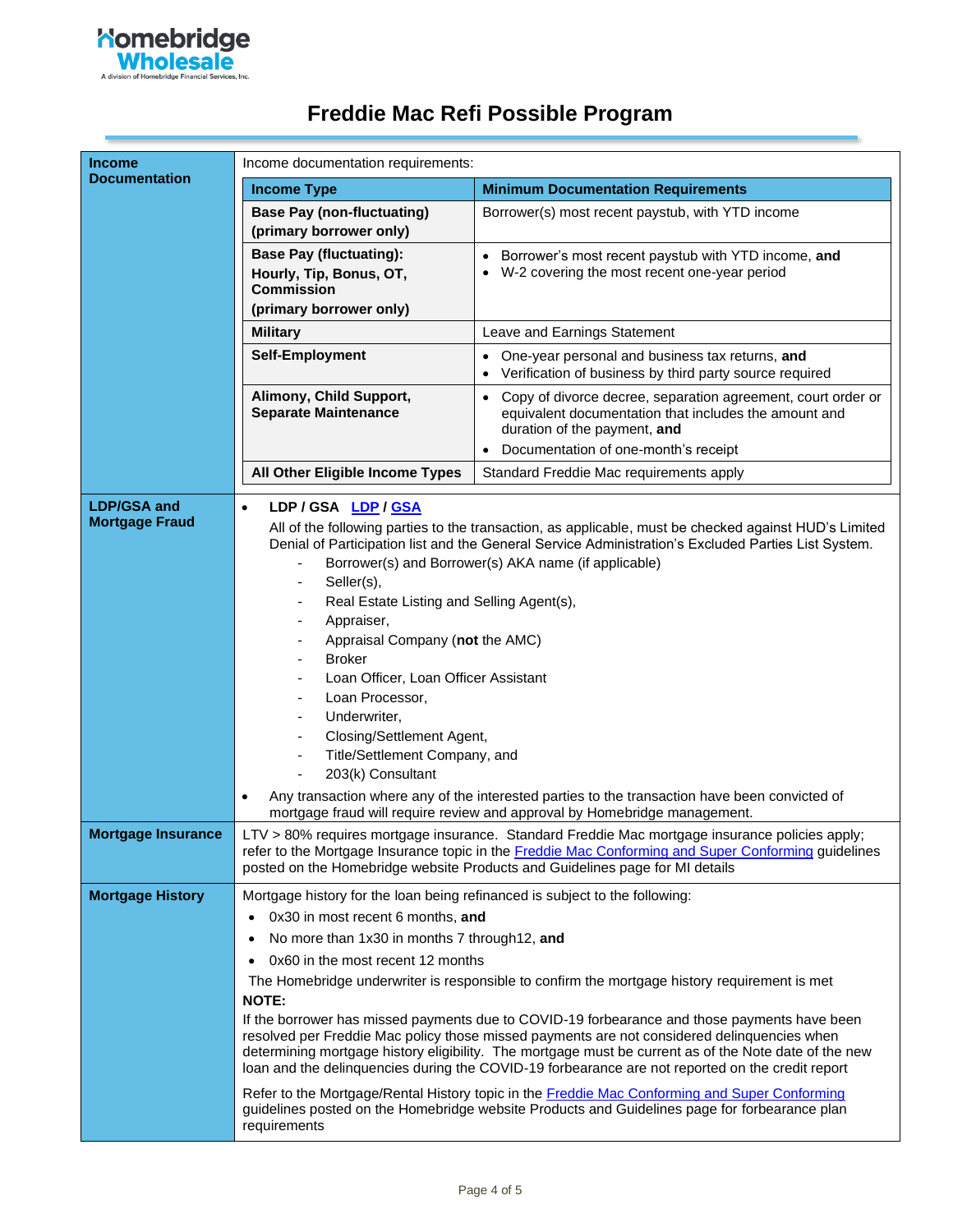# Freddie Mac Refi Possible Program

**Income Documentation**

Income documentation requirements:

| Income Type | Minimum Documentation Requirements |
|---|---|
| **Base Pay (non-fluctuating) (primary borrower only)** | Borrower(s) most recent paystub, with YTD income |
| **Base Pay (fluctuating): Hourly, Tip, Bonus, OT, Commission (primary borrower only)** | • Borrower's most recent paystub with YTD income, **and**<br>• W-2 covering the most recent one-year period |
| **Military** | Leave and Earnings Statement |
| **Self-Employment** | • One-year personal and business tax returns, **and**<br>• Verification of business by third party source required |
| **Alimony, Child Support, Separate Maintenance** | • Copy of divorce decree, separation agreement, court order or equivalent documentation that includes the amount and duration of the payment, **and**<br>• Documentation of one-month's receipt |
| **All Other Eligible Income Types** | Standard Freddie Mac requirements apply |

**LDP/GSA and Mortgage Fraud**

- **LDP / GSA** [LDP](LDP) / [GSA](GSA)

  All of the following parties to the transaction, as applicable, must be checked against HUD's Limited Denial of Participation list and the General Service Administration's Excluded Parties List System.
  - Borrower(s) and Borrower(s) AKA name (if applicable)
  - Seller(s),
  - Real Estate Listing and Selling Agent(s),
  - Appraiser,
  - Appraisal Company (**not** the AMC)
  - Broker
  - Loan Officer, Loan Officer Assistant
  - Loan Processor,
  - Underwriter,
  - Closing/Settlement Agent,
  - Title/Settlement Company, and
  - 203(k) Consultant
- Any transaction where any of the interested parties to the transaction have been convicted of mortgage fraud will require review and approval by Homebridge management.

**Mortgage Insurance**

LTV > 80% requires mortgage insurance. Standard Freddie Mac mortgage insurance policies apply; refer to the Mortgage Insurance topic in the Freddie Mac Conforming and Super Conforming guidelines posted on the Homebridge website Products and Guidelines page for MI details

**Mortgage History**

Mortgage history for the loan being refinanced is subject to the following:

- 0x30 in most recent 6 months, **and**
- No more than 1x30 in months 7 through12, **and**
- 0x60 in the most recent 12 months

The Homebridge underwriter is responsible to confirm the mortgage history requirement is met

**NOTE:**

If the borrower has missed payments due to COVID-19 forbearance and those payments have been resolved per Freddie Mac policy those missed payments are not considered delinquencies when determining mortgage history eligibility. The mortgage must be current as of the Note date of the new loan and the delinquencies during the COVID-19 forbearance are not reported on the credit report

Refer to the Mortgage/Rental History topic in the Freddie Mac Conforming and Super Conforming guidelines posted on the Homebridge website Products and Guidelines page for forbearance plan requirements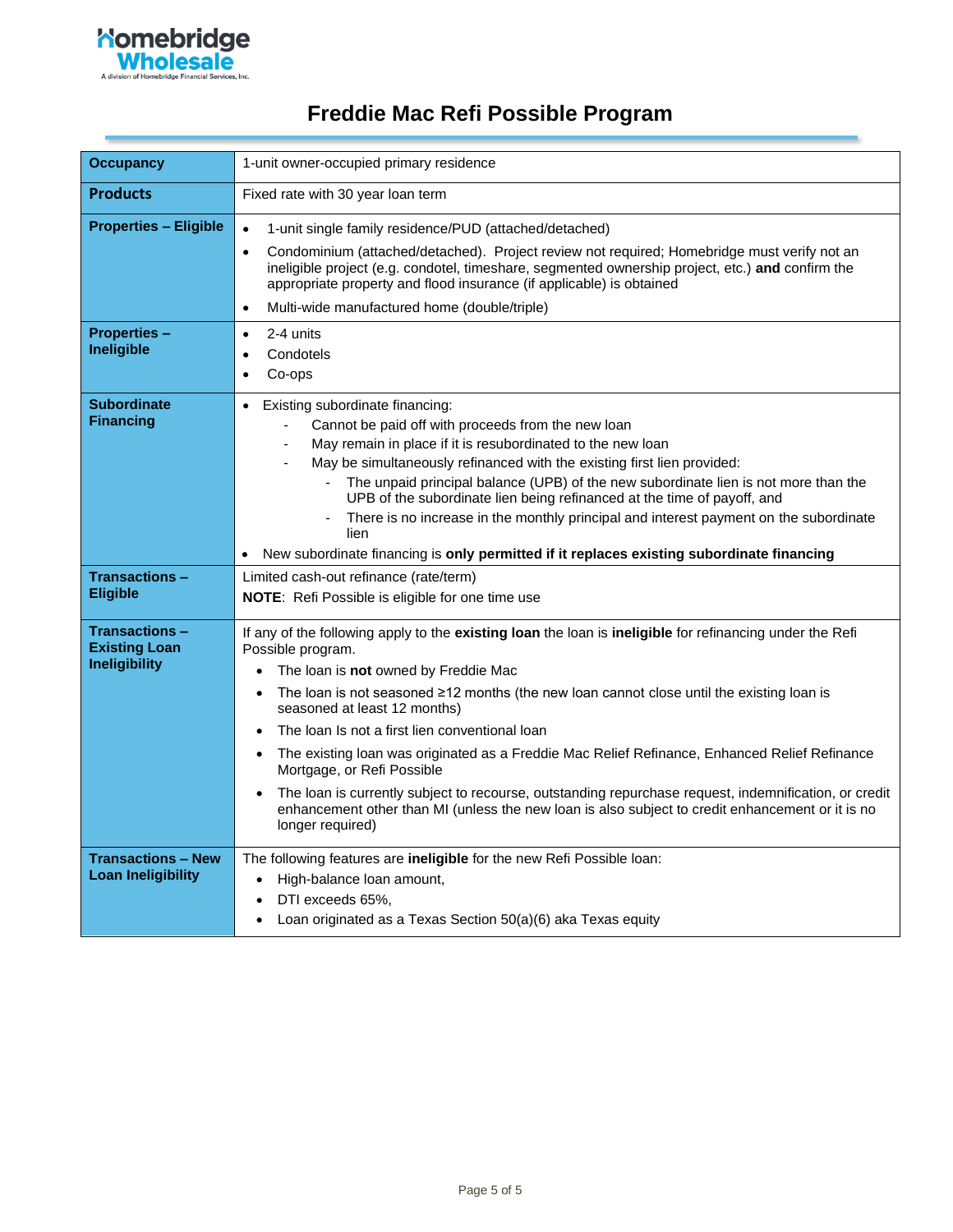# Freddie Mac Refi Possible Program

| | |
|---|---|
| **Occupancy** | 1-unit owner-occupied primary residence |
| **Products** | Fixed rate with 30 year loan term |
| **Properties – Eligible** | • 1-unit single family residence/PUD (attached/detached)<br>• Condominium (attached/detached). Project review not required; Homebridge must verify not an ineligible project (e.g. condotel, timeshare, segmented ownership project, etc.) **and** confirm the appropriate property and flood insurance (if applicable) is obtained<br>• Multi-wide manufactured home (double/triple) |
| **Properties – Ineligible** | • 2-4 units<br>• Condotels<br>• Co-ops |
| **Subordinate Financing** | • Existing subordinate financing:<br>  - Cannot be paid off with proceeds from the new loan<br>  - May remain in place if it is resubordinated to the new loan<br>  - May be simultaneously refinanced with the existing first lien provided:<br>    - The unpaid principal balance (UPB) of the new subordinate lien is not more than the UPB of the subordinate lien being refinanced at the time of payoff, and<br>    - There is no increase in the monthly principal and interest payment on the subordinate lien<br>• New subordinate financing is **only permitted if it replaces existing subordinate financing** |
| **Transactions – Eligible** | Limited cash-out refinance (rate/term)<br>**NOTE**: Refi Possible is eligible for one time use |
| **Transactions – Existing Loan Ineligibility** | If any of the following apply to the **existing loan** the loan is **ineligible** for refinancing under the Refi Possible program.<br>• The loan is **not** owned by Freddie Mac<br>• The loan is not seasoned ≥12 months (the new loan cannot close until the existing loan is seasoned at least 12 months)<br>• The loan Is not a first lien conventional loan<br>• The existing loan was originated as a Freddie Mac Relief Refinance, Enhanced Relief Refinance Mortgage, or Refi Possible<br>• The loan is currently subject to recourse, outstanding repurchase request, indemnification, or credit enhancement other than MI (unless the new loan is also subject to credit enhancement or it is no longer required) |
| **Transactions – New Loan Ineligibility** | The following features are **ineligible** for the new Refi Possible loan:<br>• High-balance loan amount,<br>• DTI exceeds 65%,<br>• Loan originated as a Texas Section 50(a)(6) aka Texas equity |